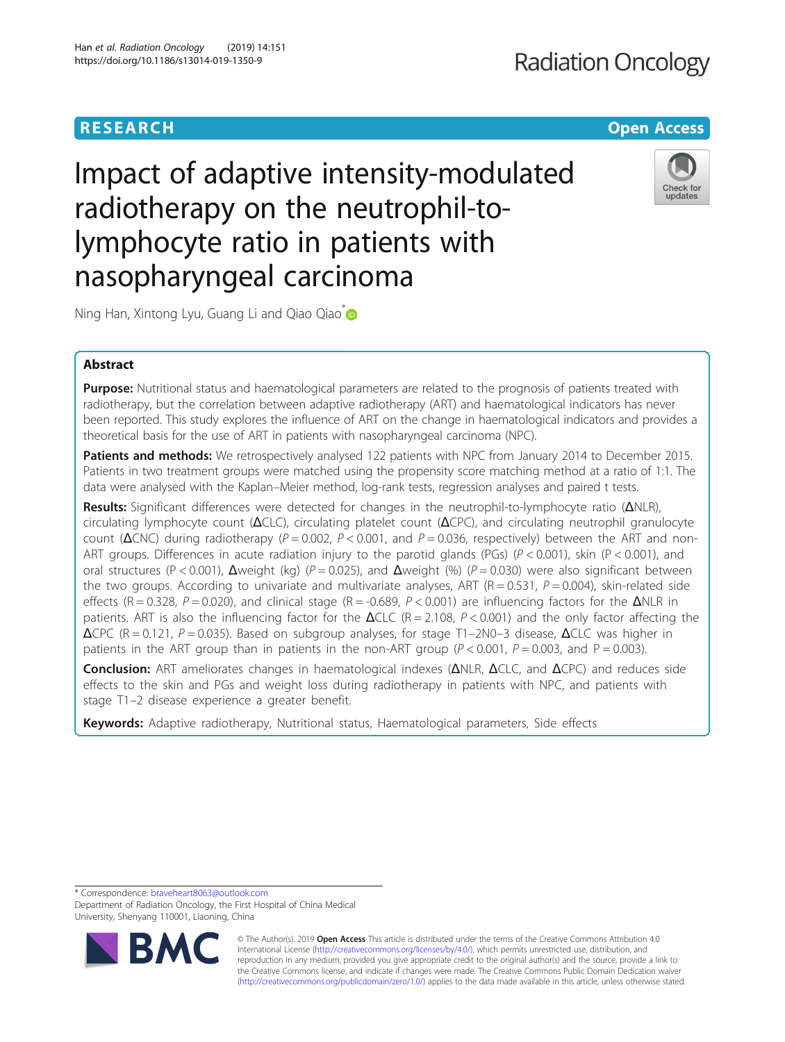RESEARCH

Open Access

# Impact of adaptive intensity-modulated radiotherapy on the neutrophil-to-lymphocyte ratio in patients with nasopharyngeal carcinoma

Ning Han, Xintong Lyu, Guang Li and Qiao Qiao*

## Abstract

**Purpose:** Nutritional status and haematological parameters are related to the prognosis of patients treated with radiotherapy, but the correlation between adaptive radiotherapy (ART) and haematological indicators has never been reported. This study explores the influence of ART on the change in haematological indicators and provides a theoretical basis for the use of ART in patients with nasopharyngeal carcinoma (NPC).

**Patients and methods:** We retrospectively analysed 122 patients with NPC from January 2014 to December 2015. Patients in two treatment groups were matched using the propensity score matching method at a ratio of 1:1. The data were analysed with the Kaplan–Meier method, log-rank tests, regression analyses and paired t tests.

**Results:** Significant differences were detected for changes in the neutrophil-to-lymphocyte ratio (ΔNLR), circulating lymphocyte count (ΔCLC), circulating platelet count (ΔCPC), and circulating neutrophil granulocyte count (ΔCNC) during radiotherapy ($P = 0.002$, $P < 0.001$, and $P = 0.036$, respectively) between the ART and non-ART groups. Differences in acute radiation injury to the parotid glands (PGs) ($P < 0.001$), skin ($P < 0.001$), and oral structures ($P < 0.001$), Δweight (kg) ($P = 0.025$), and Δweight (%) ($P = 0.030$) were also significant between the two groups. According to univariate and multivariate analyses, ART ($R = 0.531$, $P = 0.004$), skin-related side effects ($R = 0.328$, $P = 0.020$), and clinical stage ($R = -0.689$, $P < 0.001$) are influencing factors for the ΔNLR in patients. ART is also the influencing factor for the ΔCLC ($R = 2.108$, $P < 0.001$) and the only factor affecting the ΔCPC ($R = 0.121$, $P = 0.035$). Based on subgroup analyses, for stage T1–2N0–3 disease, ΔCLC was higher in patients in the ART group than in patients in the non-ART group ($P < 0.001$, $P = 0.003$, and $P = 0.003$).

**Conclusion:** ART ameliorates changes in haematological indexes (ΔNLR, ΔCLC, and ΔCPC) and reduces side effects to the skin and PGs and weight loss during radiotherapy in patients with NPC, and patients with stage T1–2 disease experience a greater benefit.

**Keywords:** Adaptive radiotherapy, Nutritional status, Haematological parameters, Side effects

* Correspondence: braveheart8063@outlook.com
Department of Radiation Oncology, the First Hospital of China Medical University, Shenyang 110001, Liaoning, China

© The Author(s). 2019 **Open Access** This article is distributed under the terms of the Creative Commons Attribution 4.0 International License (http://creativecommons.org/licenses/by/4.0/), which permits unrestricted use, distribution, and reproduction in any medium, provided you give appropriate credit to the original author(s) and the source, provide a link to the Creative Commons license, and indicate if changes were made. The Creative Commons Public Domain Dedication waiver (http://creativecommons.org/publicdomain/zero/1.0/) applies to the data made available in this article, unless otherwise stated.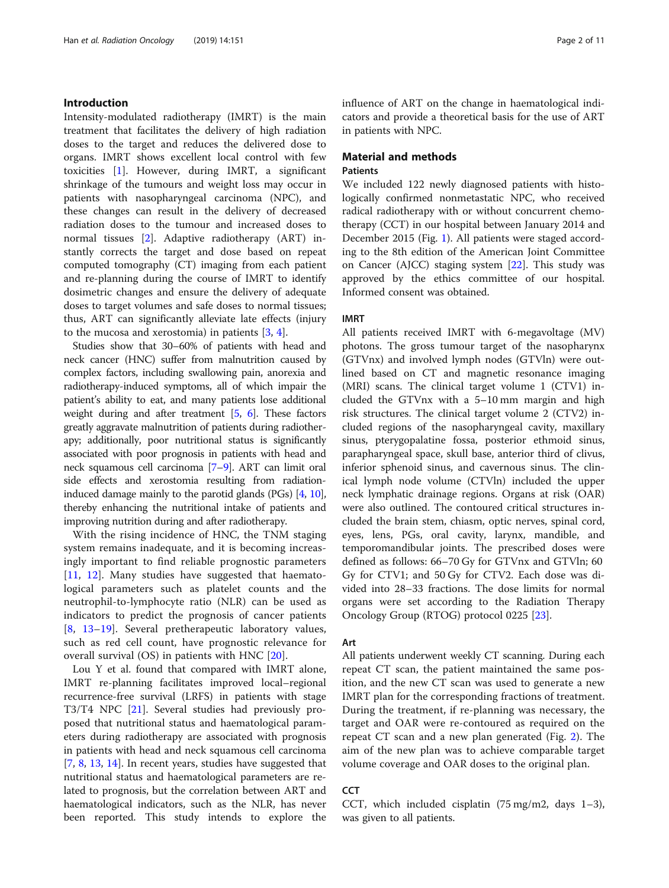## Introduction

Intensity-modulated radiotherapy (IMRT) is the main treatment that facilitates the delivery of high radiation doses to the target and reduces the delivered dose to organs. IMRT shows excellent local control with few toxicities [1]. However, during IMRT, a significant shrinkage of the tumours and weight loss may occur in patients with nasopharyngeal carcinoma (NPC), and these changes can result in the delivery of decreased radiation doses to the tumour and increased doses to normal tissues [2]. Adaptive radiotherapy (ART) instantly corrects the target and dose based on repeat computed tomography (CT) imaging from each patient and re-planning during the course of IMRT to identify dosimetric changes and ensure the delivery of adequate doses to target volumes and safe doses to normal tissues; thus, ART can significantly alleviate late effects (injury to the mucosa and xerostomia) in patients [3, 4].

Studies show that 30–60% of patients with head and neck cancer (HNC) suffer from malnutrition caused by complex factors, including swallowing pain, anorexia and radiotherapy-induced symptoms, all of which impair the patient's ability to eat, and many patients lose additional weight during and after treatment [5, 6]. These factors greatly aggravate malnutrition of patients during radiotherapy; additionally, poor nutritional status is significantly associated with poor prognosis in patients with head and neck squamous cell carcinoma [7–9]. ART can limit oral side effects and xerostomia resulting from radiation-induced damage mainly to the parotid glands (PGs) [4, 10], thereby enhancing the nutritional intake of patients and improving nutrition during and after radiotherapy.

With the rising incidence of HNC, the TNM staging system remains inadequate, and it is becoming increasingly important to find reliable prognostic parameters [11, 12]. Many studies have suggested that haematological parameters such as platelet counts and the neutrophil-to-lymphocyte ratio (NLR) can be used as indicators to predict the prognosis of cancer patients [8, 13–19]. Several pretherapeutic laboratory values, such as red cell count, have prognostic relevance for overall survival (OS) in patients with HNC [20].

Lou Y et al. found that compared with IMRT alone, IMRT re-planning facilitates improved local–regional recurrence-free survival (LRFS) in patients with stage T3/T4 NPC [21]. Several studies had previously proposed that nutritional status and haematological parameters during radiotherapy are associated with prognosis in patients with head and neck squamous cell carcinoma [7, 8, 13, 14]. In recent years, studies have suggested that nutritional status and haematological parameters are related to prognosis, but the correlation between ART and haematological indicators, such as the NLR, has never been reported. This study intends to explore the influence of ART on the change in haematological indicators and provide a theoretical basis for the use of ART in patients with NPC.

## Material and methods

### Patients

We included 122 newly diagnosed patients with histologically confirmed nonmetastatic NPC, who received radical radiotherapy with or without concurrent chemotherapy (CCT) in our hospital between January 2014 and December 2015 (Fig. 1). All patients were staged according to the 8th edition of the American Joint Committee on Cancer (AJCC) staging system [22]. This study was approved by the ethics committee of our hospital. Informed consent was obtained.

### IMRT

All patients received IMRT with 6-megavoltage (MV) photons. The gross tumour target of the nasopharynx (GTVnx) and involved lymph nodes (GTVln) were outlined based on CT and magnetic resonance imaging (MRI) scans. The clinical target volume 1 (CTV1) included the GTVnx with a 5–10 mm margin and high risk structures. The clinical target volume 2 (CTV2) included regions of the nasopharyngeal cavity, maxillary sinus, pterygopalatine fossa, posterior ethmoid sinus, parapharyngeal space, skull base, anterior third of clivus, inferior sphenoid sinus, and cavernous sinus. The clinical lymph node volume (CTVln) included the upper neck lymphatic drainage regions. Organs at risk (OAR) were also outlined. The contoured critical structures included the brain stem, chiasm, optic nerves, spinal cord, eyes, lens, PGs, oral cavity, larynx, mandible, and temporomandibular joints. The prescribed doses were defined as follows: 66–70 Gy for GTVnx and GTVln; 60 Gy for CTV1; and 50 Gy for CTV2. Each dose was divided into 28–33 fractions. The dose limits for normal organs were set according to the Radiation Therapy Oncology Group (RTOG) protocol 0225 [23].

### Art

All patients underwent weekly CT scanning. During each repeat CT scan, the patient maintained the same position, and the new CT scan was used to generate a new IMRT plan for the corresponding fractions of treatment. During the treatment, if re-planning was necessary, the target and OAR were re-contoured as required on the repeat CT scan and a new plan generated (Fig. 2). The aim of the new plan was to achieve comparable target volume coverage and OAR doses to the original plan.

### CCT

CCT, which included cisplatin (75 mg/m2, days 1–3), was given to all patients.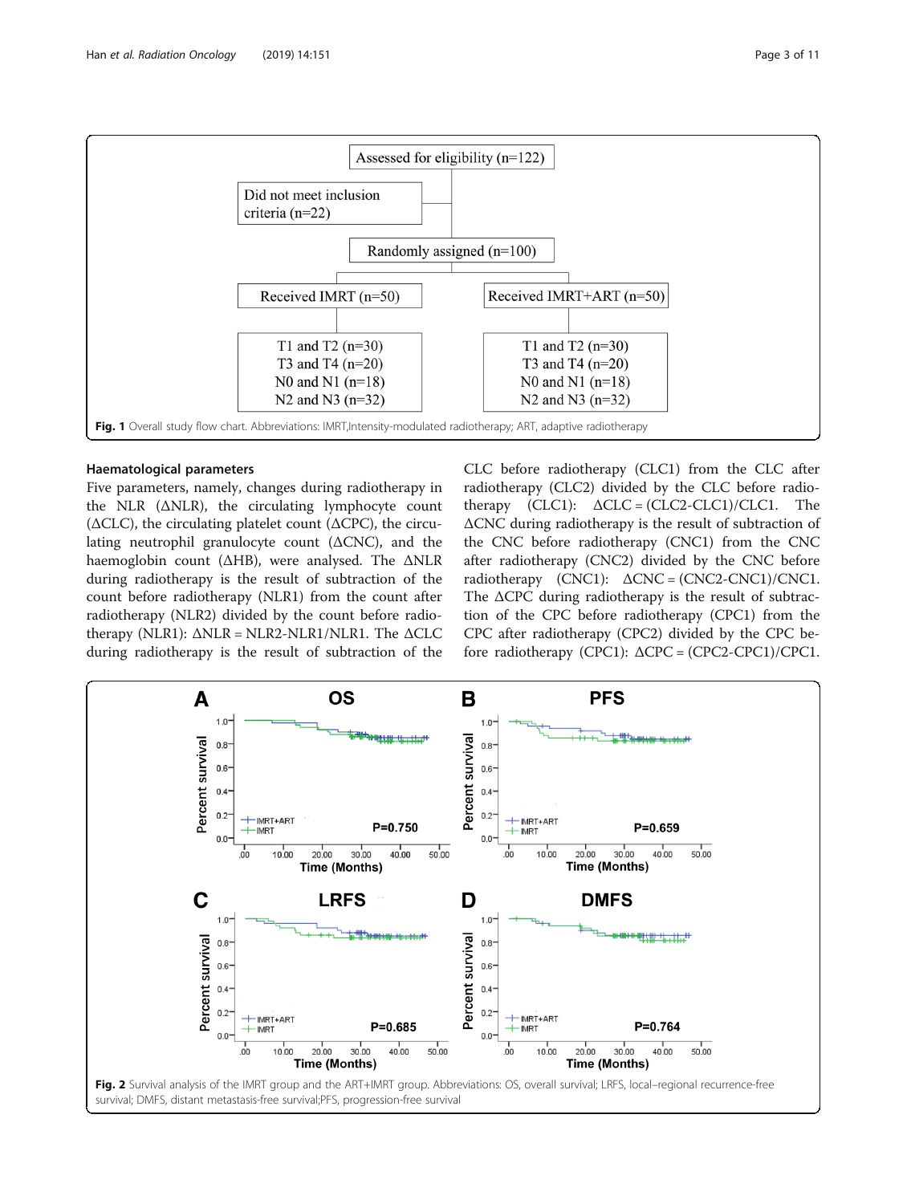Fig. 1 Overall study flow chart. Abbreviations: IMRT,Intensity-modulated radiotherapy; ART, adaptive radiotherapy

### Haematological parameters

Five parameters, namely, changes during radiotherapy in the NLR (ΔNLR), the circulating lymphocyte count (ΔCLC), the circulating platelet count (ΔCPC), the circulating neutrophil granulocyte count (ΔCNC), and the haemoglobin count (ΔHB), were analysed. The ΔNLR during radiotherapy is the result of subtraction of the count before radiotherapy (NLR1) from the count after radiotherapy (NLR2) divided by the count before radiotherapy (NLR1): $\Delta NLR = NLR2\text{-}NLR1/NLR1$. The ΔCLC during radiotherapy is the result of subtraction of the CLC before radiotherapy (CLC1) from the CLC after radiotherapy (CLC2) divided by the CLC before radiotherapy (CLC1): $\Delta CLC = (CLC2\text{-}CLC1)/CLC1$. The ΔCNC during radiotherapy is the result of subtraction of the CNC before radiotherapy (CNC1) from the CNC after radiotherapy (CNC2) divided by the CNC before radiotherapy (CNC1): $\Delta CNC = (CNC2\text{-}CNC1)/CNC1$. The ΔCPC during radiotherapy is the result of subtraction of the CPC before radiotherapy (CPC1) from the CPC after radiotherapy (CPC2) divided by the CPC before radiotherapy (CPC1): $\Delta CPC = (CPC2\text{-}CPC1)/CPC1$.

Fig. 2 Survival analysis of the IMRT group and the ART+IMRT group. Abbreviations: OS, overall survival; LRFS, local–regional recurrence-free survival; DMFS, distant metastasis-free survival;PFS, progression-free survival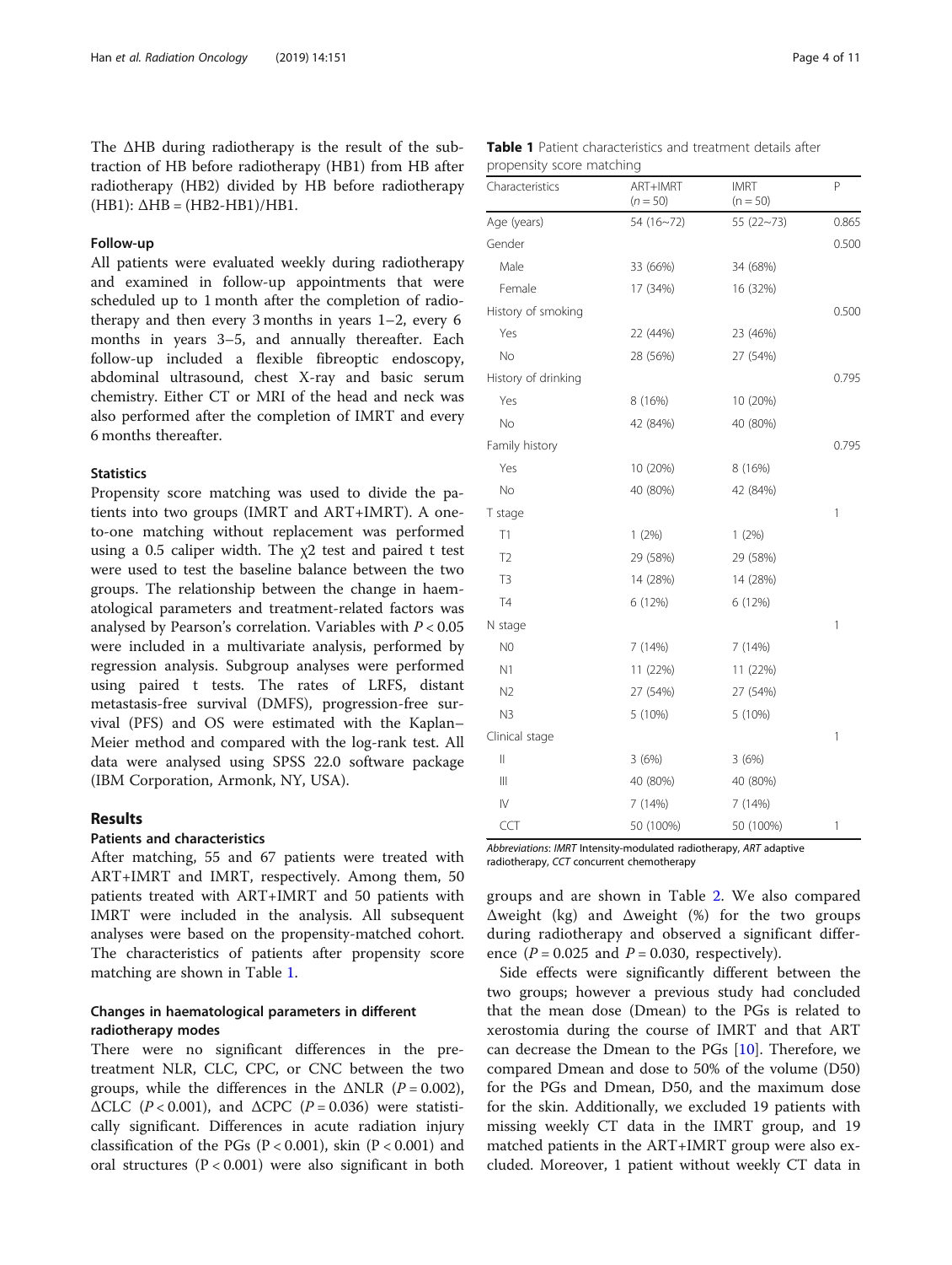The ΔHB during radiotherapy is the result of the subtraction of HB before radiotherapy (HB1) from HB after radiotherapy (HB2) divided by HB before radiotherapy (HB1): ΔHB = (HB2-HB1)/HB1.

### Follow-up

All patients were evaluated weekly during radiotherapy and examined in follow-up appointments that were scheduled up to 1 month after the completion of radiotherapy and then every 3 months in years 1–2, every 6 months in years 3–5, and annually thereafter. Each follow-up included a flexible fibreoptic endoscopy, abdominal ultrasound, chest X-ray and basic serum chemistry. Either CT or MRI of the head and neck was also performed after the completion of IMRT and every 6 months thereafter.

### Statistics

Propensity score matching was used to divide the patients into two groups (IMRT and ART+IMRT). A one-to-one matching without replacement was performed using a 0.5 caliper width. The $\chi 2$ test and paired t test were used to test the baseline balance between the two groups. The relationship between the change in haematological parameters and treatment-related factors was analysed by Pearson's correlation. Variables with $P < 0.05$ were included in a multivariate analysis, performed by regression analysis. Subgroup analyses were performed using paired t tests. The rates of LRFS, distant metastasis-free survival (DMFS), progression-free survival (PFS) and OS were estimated with the Kaplan–Meier method and compared with the log-rank test. All data were analysed using SPSS 22.0 software package (IBM Corporation, Armonk, NY, USA).

## Results

### Patients and characteristics

After matching, 55 and 67 patients were treated with ART+IMRT and IMRT, respectively. Among them, 50 patients treated with ART+IMRT and 50 patients with IMRT were included in the analysis. All subsequent analyses were based on the propensity-matched cohort. The characteristics of patients after propensity score matching are shown in Table 1.

**Table 1** Patient characteristics and treatment details after propensity score matching

| Characteristics | ART+IMRT (n = 50) | IMRT (n = 50) | P |
|---|---|---|---|
| Age (years) | 54 (16~72) | 55 (22~73) | 0.865 |
| Gender | | | 0.500 |
| Male | 33 (66%) | 34 (68%) | |
| Female | 17 (34%) | 16 (32%) | |
| History of smoking | | | 0.500 |
| Yes | 22 (44%) | 23 (46%) | |
| No | 28 (56%) | 27 (54%) | |
| History of drinking | | | 0.795 |
| Yes | 8 (16%) | 10 (20%) | |
| No | 42 (84%) | 40 (80%) | |
| Family history | | | 0.795 |
| Yes | 10 (20%) | 8 (16%) | |
| No | 40 (80%) | 42 (84%) | |
| T stage | | | 1 |
| T1 | 1 (2%) | 1 (2%) | |
| T2 | 29 (58%) | 29 (58%) | |
| T3 | 14 (28%) | 14 (28%) | |
| T4 | 6 (12%) | 6 (12%) | |
| N stage | | | 1 |
| N0 | 7 (14%) | 7 (14%) | |
| N1 | 11 (22%) | 11 (22%) | |
| N2 | 27 (54%) | 27 (54%) | |
| N3 | 5 (10%) | 5 (10%) | |
| Clinical stage | | | 1 |
| II | 3 (6%) | 3 (6%) | |
| III | 40 (80%) | 40 (80%) | |
| IV | 7 (14%) | 7 (14%) | |
| CCT | 50 (100%) | 50 (100%) | 1 |

*Abbreviations*: *IMRT* Intensity-modulated radiotherapy, *ART* adaptive radiotherapy, *CCT* concurrent chemotherapy

### Changes in haematological parameters in different radiotherapy modes

There were no significant differences in the pretreatment NLR, CLC, CPC, or CNC between the two groups, while the differences in the ΔNLR ($P = 0.002$), ΔCLC ($P < 0.001$), and ΔCPC ($P = 0.036$) were statistically significant. Differences in acute radiation injury classification of the PGs ($P < 0.001$), skin ($P < 0.001$) and oral structures ($P < 0.001$) were also significant in both groups and are shown in Table 2. We also compared Δweight (kg) and Δweight (%) for the two groups during radiotherapy and observed a significant difference ($P = 0.025$ and $P = 0.030$, respectively).

Side effects were significantly different between the two groups; however a previous study had concluded that the mean dose (Dmean) to the PGs is related to xerostomia during the course of IMRT and that ART can decrease the Dmean to the PGs [10]. Therefore, we compared Dmean and dose to 50% of the volume (D50) for the PGs and Dmean, D50, and the maximum dose for the skin. Additionally, we excluded 19 patients with missing weekly CT data in the IMRT group, and 19 matched patients in the ART+IMRT group were also excluded. Moreover, 1 patient without weekly CT data in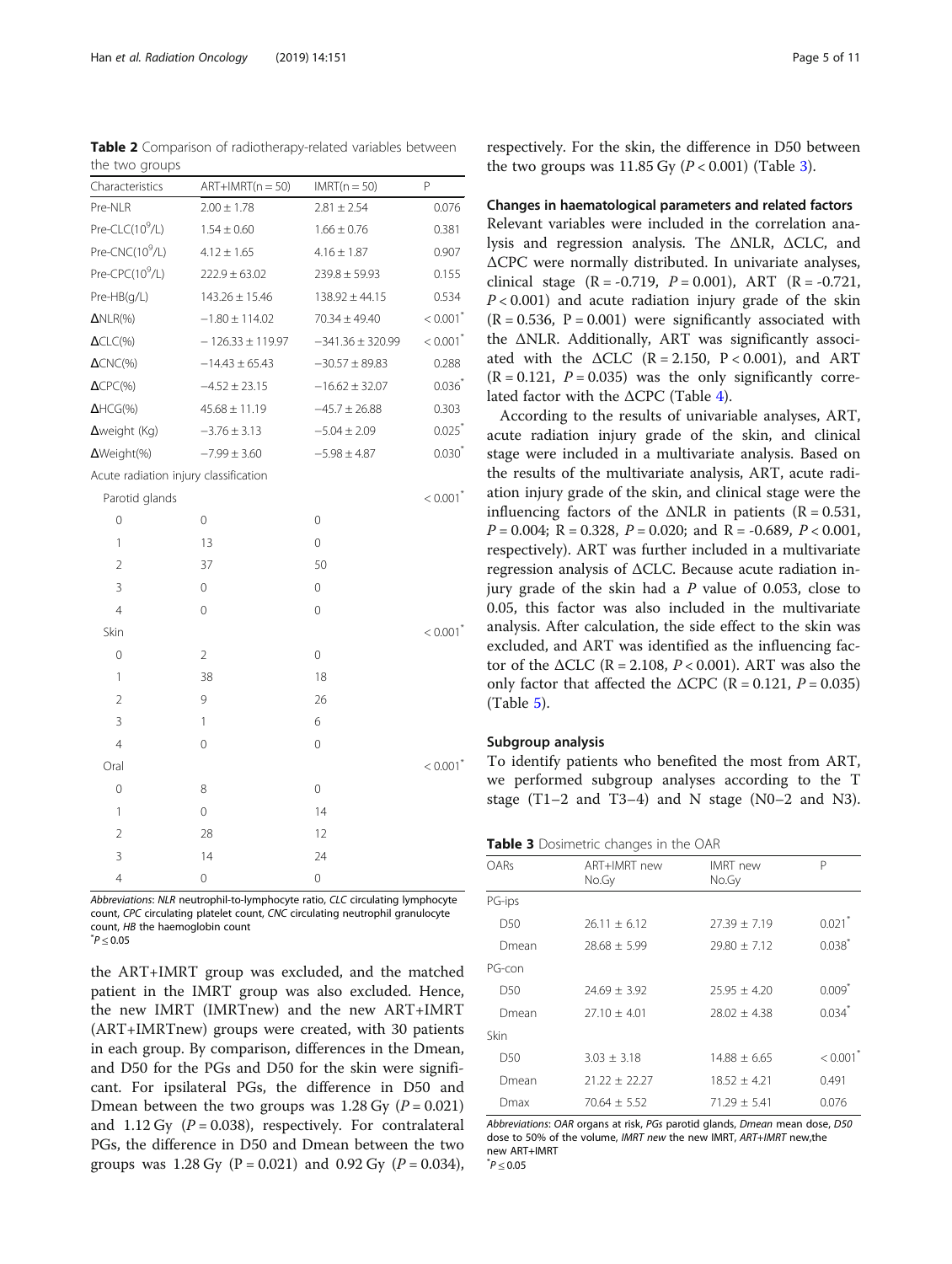**Table 2** Comparison of radiotherapy-related variables between the two groups

| Characteristics | ART+IMRT(n = 50) | IMRT(n = 50) | P |
|---|---|---|---|
| Pre-NLR | 2.00 ± 1.78 | 2.81 ± 2.54 | 0.076 |
| Pre-CLC($10^9$/L) | 1.54 ± 0.60 | 1.66 ± 0.76 | 0.381 |
| Pre-CNC($10^9$/L) | 4.12 ± 1.65 | 4.16 ± 1.87 | 0.907 |
| Pre-CPC($10^9$/L) | 222.9 ± 63.02 | 239.8 ± 59.93 | 0.155 |
| Pre-HB(g/L) | 143.26 ± 15.46 | 138.92 ± 44.15 | 0.534 |
| ΔNLR(%) | −1.80 ± 114.02 | 70.34 ± 49.40 | < 0.001* |
| ΔCLC(%) | − 126.33 ± 119.97 | −341.36 ± 320.99 | < 0.001* |
| ΔCNC(%) | −14.43 ± 65.43 | −30.57 ± 89.83 | 0.288 |
| ΔCPC(%) | −4.52 ± 23.15 | −16.62 ± 32.07 | 0.036* |
| ΔHCG(%) | 45.68 ± 11.19 | −45.7 ± 26.88 | 0.303 |
| Δweight (Kg) | −3.76 ± 3.13 | −5.04 ± 2.09 | 0.025* |
| ΔWeight(%) | −7.99 ± 3.60 | −5.98 ± 4.87 | 0.030* |
| Acute radiation injury classification | | | |
| Parotid glands | | | < 0.001* |
| 0 | 0 | 0 | |
| 1 | 13 | 0 | |
| 2 | 37 | 50 | |
| 3 | 0 | 0 | |
| 4 | 0 | 0 | |
| Skin | | | < 0.001* |
| 0 | 2 | 0 | |
| 1 | 38 | 18 | |
| 2 | 9 | 26 | |
| 3 | 1 | 6 | |
| 4 | 0 | 0 | |
| Oral | | | < 0.001* |
| 0 | 8 | 0 | |
| 1 | 0 | 14 | |
| 2 | 28 | 12 | |
| 3 | 14 | 24 | |
| 4 | 0 | 0 | |

*Abbreviations*: *NLR* neutrophil-to-lymphocyte ratio, *CLC* circulating lymphocyte count, *CPC* circulating platelet count, *CNC* circulating neutrophil granulocyte count, *HB* the haemoglobin count
*$P \leq 0.05$

the ART+IMRT group was excluded, and the matched patient in the IMRT group was also excluded. Hence, the new IMRT (IMRTnew) and the new ART+IMRT (ART+IMRTnew) groups were created, with 30 patients in each group. By comparison, differences in the Dmean, and D50 for the PGs and D50 for the skin were significant. For ipsilateral PGs, the difference in D50 and Dmean between the two groups was 1.28 Gy ($P = 0.021$) and 1.12 Gy ($P = 0.038$), respectively. For contralateral PGs, the difference in D50 and Dmean between the two groups was 1.28 Gy (P = 0.021) and 0.92 Gy ($P = 0.034$), respectively. For the skin, the difference in D50 between the two groups was 11.85 Gy ($P < 0.001$) (Table 3).

## Changes in haematological parameters and related factors

Relevant variables were included in the correlation analysis and regression analysis. The ΔNLR, ΔCLC, and ΔCPC were normally distributed. In univariate analyses, clinical stage (R = -0.719, $P = 0.001$), ART (R = -0.721, $P < 0.001$) and acute radiation injury grade of the skin (R = 0.536, P = 0.001) were significantly associated with the ΔNLR. Additionally, ART was significantly associated with the ΔCLC (R = 2.150, P < 0.001), and ART (R = 0.121, $P = 0.035$) was the only significantly correlated factor with the ΔCPC (Table 4).

According to the results of univariable analyses, ART, acute radiation injury grade of the skin, and clinical stage were included in a multivariate analysis. Based on the results of the multivariate analysis, ART, acute radiation injury grade of the skin, and clinical stage were the influencing factors of the ΔNLR in patients (R = 0.531, $P = 0.004$; R = 0.328, $P = 0.020$; and R = -0.689, $P < 0.001$, respectively). ART was further included in a multivariate regression analysis of ΔCLC. Because acute radiation injury grade of the skin had a *P* value of 0.053, close to 0.05, this factor was also included in the multivariate analysis. After calculation, the side effect to the skin was excluded, and ART was identified as the influencing factor of the ΔCLC (R = 2.108, $P < 0.001$). ART was also the only factor that affected the ΔCPC (R = 0.121, $P = 0.035$) (Table 5).

## Subgroup analysis

To identify patients who benefited the most from ART, we performed subgroup analyses according to the T stage (T1–2 and T3–4) and N stage (N0–2 and N3).

**Table 3** Dosimetric changes in the OAR

| OARs | ART+IMRT new No.Gy | IMRT new No.Gy | P |
|---|---|---|---|
| PG-ips | | | |
| D50 | 26.11 ± 6.12 | 27.39 ± 7.19 | 0.021* |
| Dmean | 28.68 ± 5.99 | 29.80 ± 7.12 | 0.038* |
| PG-con | | | |
| D50 | 24.69 ± 3.92 | 25.95 ± 4.20 | 0.009* |
| Dmean | 27.10 ± 4.01 | 28.02 ± 4.38 | 0.034* |
| Skin | | | |
| D50 | 3.03 ± 3.18 | 14.88 ± 6.65 | < 0.001* |
| Dmean | 21.22 ± 22.27 | 18.52 ± 4.21 | 0.491 |
| Dmax | 70.64 ± 5.52 | 71.29 ± 5.41 | 0.076 |

*Abbreviations*: *OAR* organs at risk, *PGs* parotid glands, *Dmean* mean dose, *D50* dose to 50% of the volume, *IMRT new* the new IMRT, *ART+IMRT* new,the new ART+IMRT
*$P \leq 0.05$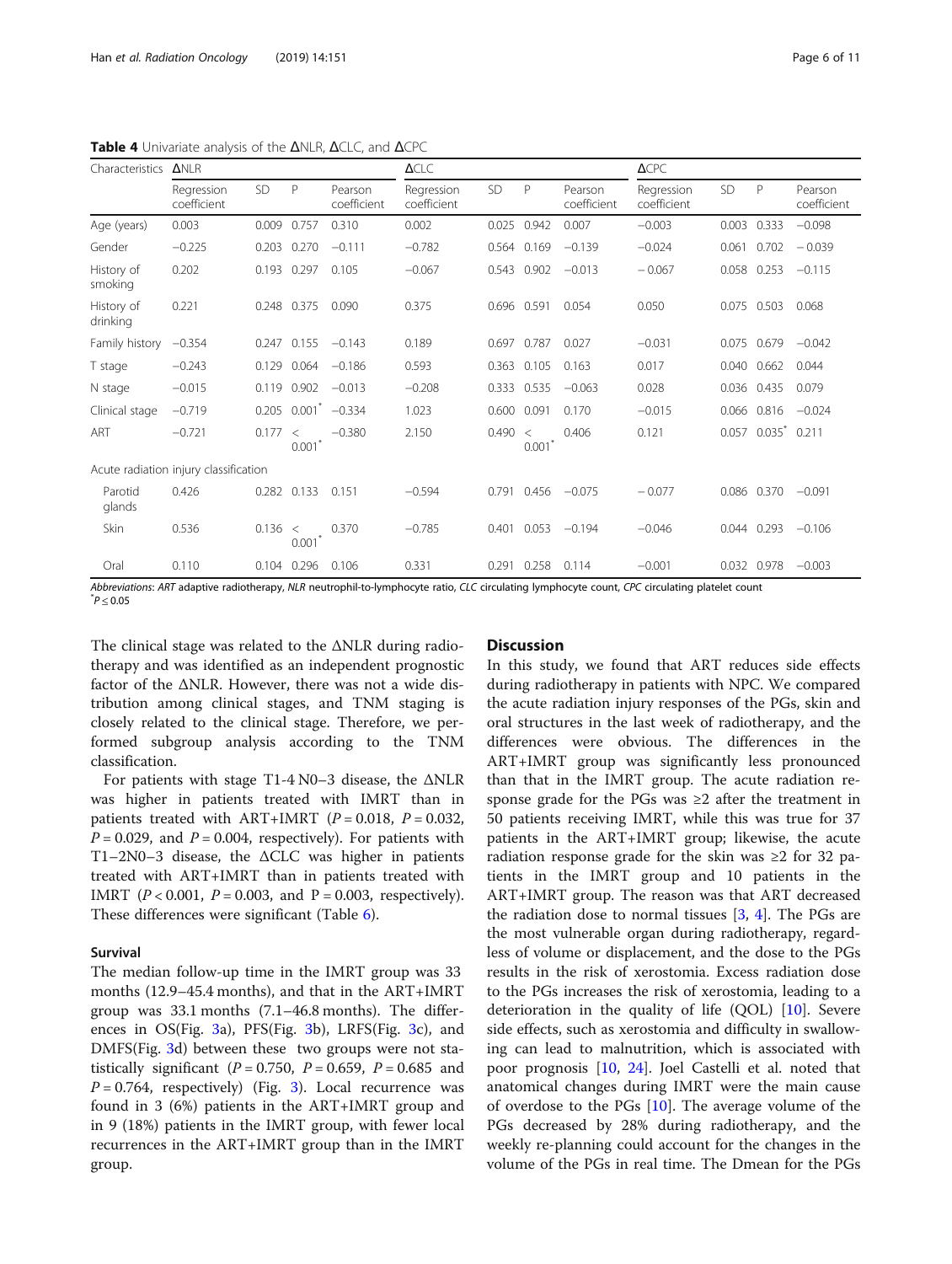**Table 4** Univariate analysis of the ΔNLR, ΔCLC, and ΔCPC

| Characteristics | ΔNLR | | | | ΔCLC | | | | ΔCPC | | | |
|---|---|---|---|---|---|---|---|---|---|---|---|---|
| | Regression coefficient | SD | P | Pearson coefficient | Regression coefficient | SD | P | Pearson coefficient | Regression coefficient | SD | P | Pearson coefficient |
| Age (years) | 0.003 | 0.009 | 0.757 | 0.310 | 0.002 | 0.025 | 0.942 | 0.007 | −0.003 | 0.003 | 0.333 | −0.098 |
| Gender | −0.225 | 0.203 | 0.270 | −0.111 | −0.782 | 0.564 | 0.169 | −0.139 | −0.024 | 0.061 | 0.702 | − 0.039 |
| History of smoking | 0.202 | 0.193 | 0.297 | 0.105 | −0.067 | 0.543 | 0.902 | −0.013 | − 0.067 | 0.058 | 0.253 | −0.115 |
| History of drinking | 0.221 | 0.248 | 0.375 | 0.090 | 0.375 | 0.696 | 0.591 | 0.054 | 0.050 | 0.075 | 0.503 | 0.068 |
| Family history | −0.354 | 0.247 | 0.155 | −0.143 | 0.189 | 0.697 | 0.787 | 0.027 | −0.031 | 0.075 | 0.679 | −0.042 |
| T stage | −0.243 | 0.129 | 0.064 | −0.186 | 0.593 | 0.363 | 0.105 | 0.163 | 0.017 | 0.040 | 0.662 | 0.044 |
| N stage | −0.015 | 0.119 | 0.902 | −0.013 | −0.208 | 0.333 | 0.535 | −0.063 | 0.028 | 0.036 | 0.435 | 0.079 |
| Clinical stage | −0.719 | 0.205 | 0.001* | −0.334 | 1.023 | 0.600 | 0.091 | 0.170 | −0.015 | 0.066 | 0.816 | −0.024 |
| ART | −0.721 | 0.177 | < 0.001* | −0.380 | 2.150 | 0.490 | < 0.001* | 0.406 | 0.121 | 0.057 | 0.035* | 0.211 |
| Acute radiation injury classification | | | | | | | | | | | | |
| Parotid glands | 0.426 | 0.282 | 0.133 | 0.151 | −0.594 | 0.791 | 0.456 | −0.075 | − 0.077 | 0.086 | 0.370 | −0.091 |
| Skin | 0.536 | 0.136 | < 0.001* | 0.370 | −0.785 | 0.401 | 0.053 | −0.194 | −0.046 | 0.044 | 0.293 | −0.106 |
| Oral | 0.110 | 0.104 | 0.296 | 0.106 | 0.331 | 0.291 | 0.258 | 0.114 | −0.001 | 0.032 | 0.978 | −0.003 |

*Abbreviations*: *ART* adaptive radiotherapy, *NLR* neutrophil-to-lymphocyte ratio, *CLC* circulating lymphocyte count, *CPC* circulating platelet count
*$P \leq 0.05$

The clinical stage was related to the ΔNLR during radiotherapy and was identified as an independent prognostic factor of the ΔNLR. However, there was not a wide distribution among clinical stages, and TNM staging is closely related to the clinical stage. Therefore, we performed subgroup analysis according to the TNM classification.

For patients with stage T1-4 N0–3 disease, the ΔNLR was higher in patients treated with IMRT than in patients treated with ART+IMRT ($P = 0.018$, $P = 0.032$, $P = 0.029$, and $P = 0.004$, respectively). For patients with T1–2N0–3 disease, the ΔCLC was higher in patients treated with ART+IMRT than in patients treated with IMRT ($P < 0.001$, $P = 0.003$, and $P = 0.003$, respectively). These differences were significant (Table 6).

### Survival

The median follow-up time in the IMRT group was 33 months (12.9–45.4 months), and that in the ART+IMRT group was 33.1 months (7.1–46.8 months). The differences in OS(Fig. 3a), PFS(Fig. 3b), LRFS(Fig. 3c), and DMFS(Fig. 3d) between these two groups were not statistically significant ($P = 0.750$, $P = 0.659$, $P = 0.685$ and $P = 0.764$, respectively) (Fig. 3). Local recurrence was found in 3 (6%) patients in the ART+IMRT group and in 9 (18%) patients in the IMRT group, with fewer local recurrences in the ART+IMRT group than in the IMRT group.

## Discussion

In this study, we found that ART reduces side effects during radiotherapy in patients with NPC. We compared the acute radiation injury responses of the PGs, skin and oral structures in the last week of radiotherapy, and the differences were obvious. The differences in the ART+IMRT group was significantly less pronounced than that in the IMRT group. The acute radiation response grade for the PGs was ≥2 after the treatment in 50 patients receiving IMRT, while this was true for 37 patients in the ART+IMRT group; likewise, the acute radiation response grade for the skin was ≥2 for 32 patients in the IMRT group and 10 patients in the ART+IMRT group. The reason was that ART decreased the radiation dose to normal tissues [3, 4]. The PGs are the most vulnerable organ during radiotherapy, regardless of volume or displacement, and the dose to the PGs results in the risk of xerostomia. Excess radiation dose to the PGs increases the risk of xerostomia, leading to a deterioration in the quality of life (QOL) [10]. Severe side effects, such as xerostomia and difficulty in swallowing can lead to malnutrition, which is associated with poor prognosis [10, 24]. Joel Castelli et al. noted that anatomical changes during IMRT were the main cause of overdose to the PGs [10]. The average volume of the PGs decreased by 28% during radiotherapy, and the weekly re-planning could account for the changes in the volume of the PGs in real time. The Dmean for the PGs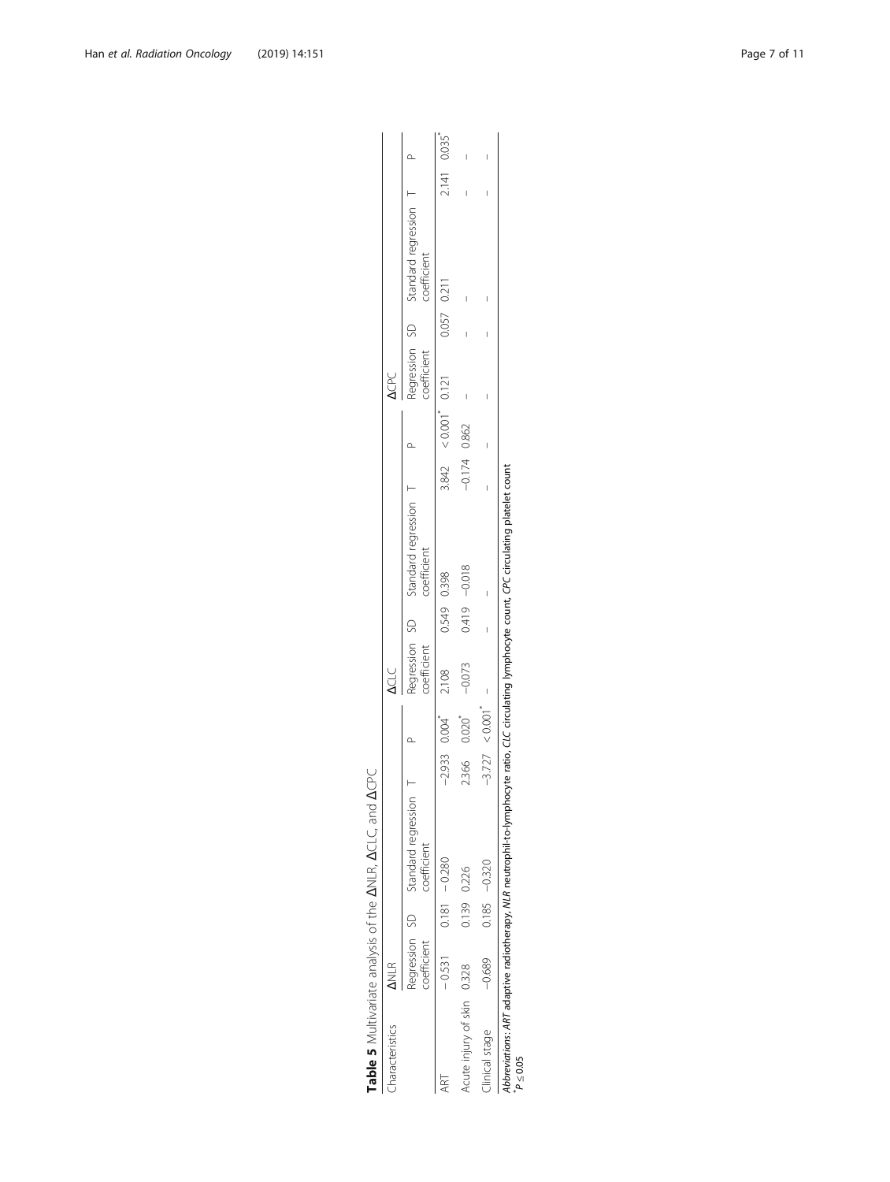**Table 5** Multivariate analysis of the ΔNLR, ΔCLC, and ΔCPC

| Characteristics | ΔNLR | | | | | ΔCLC | | | | | ΔCPC | | | | |
|---|---|---|---|---|---|---|---|---|---|---|---|---|---|---|---|
| | Regression coefficient | SD | Standard regression coefficient | T | P | Regression coefficient | SD | Standard regression coefficient | T | P | Regression coefficient | SD | Standard regression coefficient | T | P |
| ART | −0.531 | 0.181 | −0.280 | −2.933 | 0.004* | 2.108 | 0.549 | 0.398 | 3.842 | < 0.001* | 0.121 | 0.057 | 0.211 | 2.141 | 0.035* |
| Acute injury of skin | 0.328 | 0.139 | 0.226 | 2.366 | 0.020* | −0.073 | 0.419 | −0.018 | −0.174 | 0.862 | – | – | – | – | – |
| Clinical stage | −0.689 | 0.185 | −0.320 | −3.727 | < 0.001* | – | – | – | – | – | – | – | – | – | – |

*Abbreviations*: *ART* adaptive radiotherapy, *NLR* neutrophil-to-lymphocyte ratio, *CLC* circulating lymphocyte count, *CPC* circulating platelet count

*$P \leq 0.05$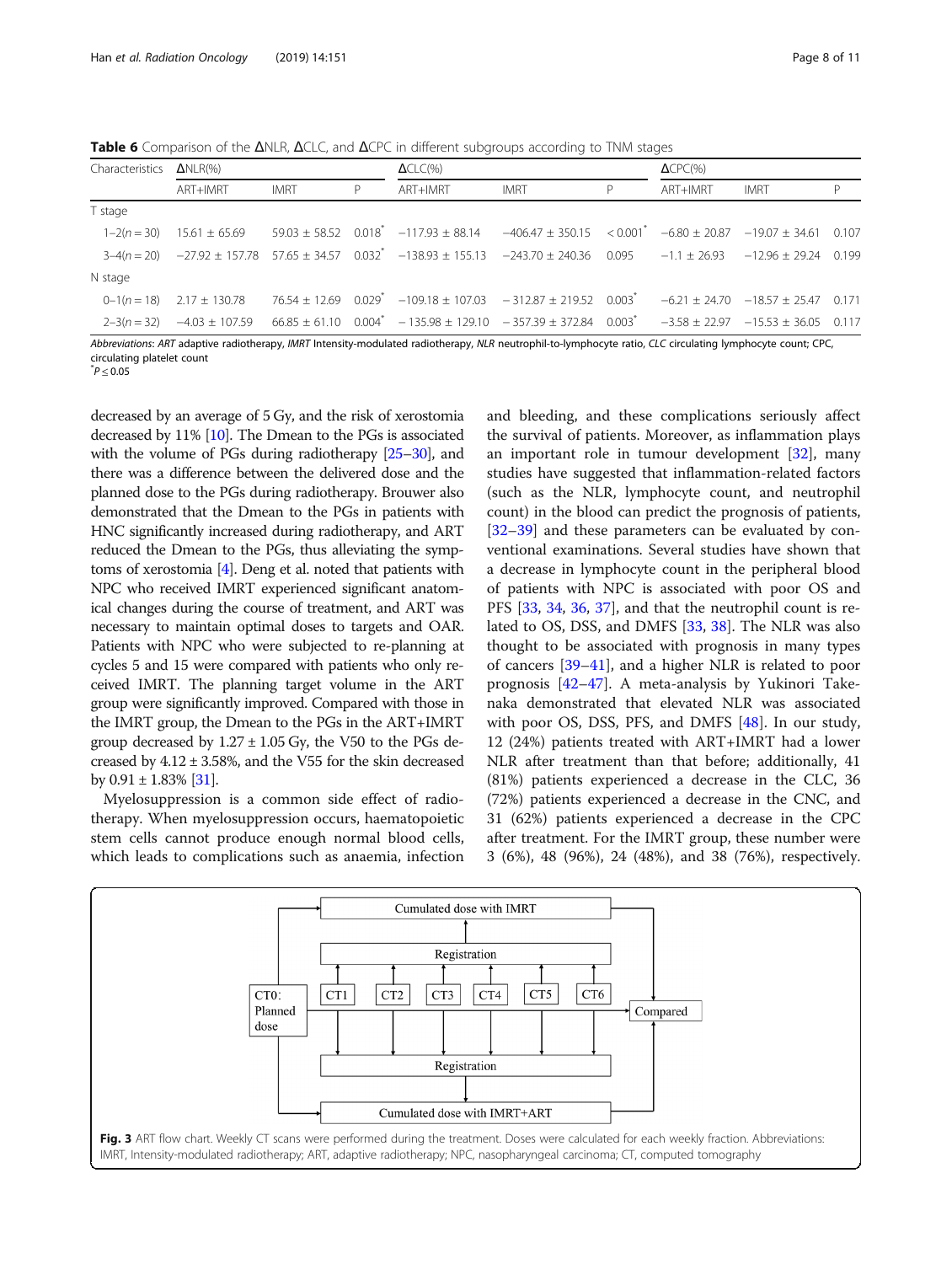**Table 6** Comparison of the ΔNLR, ΔCLC, and ΔCPC in different subgroups according to TNM stages

| Characteristics | ΔNLR(%) | | | ΔCLC(%) | | | ΔCPC(%) | | |
|---|---|---|---|---|---|---|---|---|---|
| | ART+IMRT | IMRT | P | ART+IMRT | IMRT | P | ART+IMRT | IMRT | P |
| T stage | | | | | | | | | |
| 1–2(n = 30) | 15.61 ± 65.69 | 59.03 ± 58.52 | 0.018* | −117.93 ± 88.14 | −406.47 ± 350.15 | < 0.001* | −6.80 ± 20.87 | −19.07 ± 34.61 | 0.107 |
| 3–4(n = 20) | −27.92 ± 157.78 | 57.65 ± 34.57 | 0.032* | −138.93 ± 155.13 | −243.70 ± 240.36 | 0.095 | −1.1 ± 26.93 | −12.96 ± 29.24 | 0.199 |
| N stage | | | | | | | | | |
| 0–1(n = 18) | 2.17 ± 130.78 | 76.54 ± 12.69 | 0.029* | −109.18 ± 107.03 | − 312.87 ± 219.52 | 0.003* | −6.21 ± 24.70 | −18.57 ± 25.47 | 0.171 |
| 2–3(n = 32) | −4.03 ± 107.59 | 66.85 ± 61.10 | 0.004* | − 135.98 ± 129.10 | − 357.39 ± 372.84 | 0.003* | −3.58 ± 22.97 | −15.53 ± 36.05 | 0.117 |

*Abbreviations*: *ART* adaptive radiotherapy, *IMRT* Intensity-modulated radiotherapy, *NLR* neutrophil-to-lymphocyte ratio, *CLC* circulating lymphocyte count; CPC, circulating platelet count

*$P \leq 0.05$

decreased by an average of 5 Gy, and the risk of xerostomia decreased by 11% [10]. The Dmean to the PGs is associated with the volume of PGs during radiotherapy [25–30], and there was a difference between the delivered dose and the planned dose to the PGs during radiotherapy. Brouwer also demonstrated that the Dmean to the PGs in patients with HNC significantly increased during radiotherapy, and ART reduced the Dmean to the PGs, thus alleviating the symptoms of xerostomia [4]. Deng et al. noted that patients with NPC who received IMRT experienced significant anatomical changes during the course of treatment, and ART was necessary to maintain optimal doses to targets and OAR. Patients with NPC who were subjected to re-planning at cycles 5 and 15 were compared with patients who only received IMRT. The planning target volume in the ART group were significantly improved. Compared with those in the IMRT group, the Dmean to the PGs in the ART+IMRT group decreased by 1.27 ± 1.05 Gy, the V50 to the PGs decreased by 4.12 ± 3.58%, and the V55 for the skin decreased by 0.91 ± 1.83% [31].

Myelosuppression is a common side effect of radiotherapy. When myelosuppression occurs, haematopoietic stem cells cannot produce enough normal blood cells, which leads to complications such as anaemia, infection and bleeding, and these complications seriously affect the survival of patients. Moreover, as inflammation plays an important role in tumour development [32], many studies have suggested that inflammation-related factors (such as the NLR, lymphocyte count, and neutrophil count) in the blood can predict the prognosis of patients, [32–39] and these parameters can be evaluated by conventional examinations. Several studies have shown that a decrease in lymphocyte count in the peripheral blood of patients with NPC is associated with poor OS and PFS [33, 34, 36, 37], and that the neutrophil count is related to OS, DSS, and DMFS [33, 38]. The NLR was also thought to be associated with prognosis in many types of cancers [39–41], and a higher NLR is related to poor prognosis [42–47]. A meta-analysis by Yukinori Takenaka demonstrated that elevated NLR was associated with poor OS, DSS, PFS, and DMFS [48]. In our study, 12 (24%) patients treated with ART+IMRT had a lower NLR after treatment than that before; additionally, 41 (81%) patients experienced a decrease in the CLC, 36 (72%) patients experienced a decrease in the CNC, and 31 (62%) patients experienced a decrease in the CPC after treatment. For the IMRT group, these number were 3 (6%), 48 (96%), 24 (48%), and 38 (76%), respectively.

**Fig. 3** ART flow chart. Weekly CT scans were performed during the treatment. Doses were calculated for each weekly fraction. Abbreviations: IMRT, Intensity-modulated radiotherapy; ART, adaptive radiotherapy; NPC, nasopharyngeal carcinoma; CT, computed tomography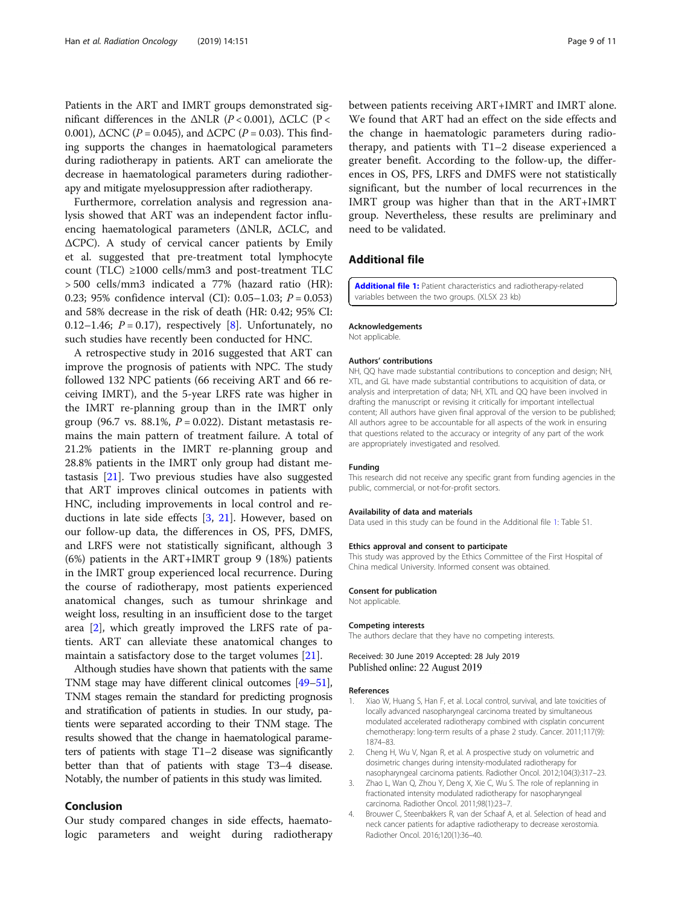Patients in the ART and IMRT groups demonstrated significant differences in the ΔNLR ($P < 0.001$), ΔCLC ($P < 0.001$), ΔCNC ($P = 0.045$), and ΔCPC ($P = 0.03$). This finding supports the changes in haematological parameters during radiotherapy in patients. ART can ameliorate the decrease in haematological parameters during radiotherapy and mitigate myelosuppression after radiotherapy.

Furthermore, correlation analysis and regression analysis showed that ART was an independent factor influencing haematological parameters (ΔNLR, ΔCLC, and ΔCPC). A study of cervical cancer patients by Emily et al. suggested that pre-treatment total lymphocyte count (TLC) ≥1000 cells/mm3 and post-treatment TLC > 500 cells/mm3 indicated a 77% (hazard ratio (HR): 0.23; 95% confidence interval (CI): 0.05–1.03; $P = 0.053$) and 58% decrease in the risk of death (HR: 0.42; 95% CI: 0.12–1.46; $P = 0.17$), respectively [8]. Unfortunately, no such studies have recently been conducted for HNC.

A retrospective study in 2016 suggested that ART can improve the prognosis of patients with NPC. The study followed 132 NPC patients (66 receiving ART and 66 receiving IMRT), and the 5-year LRFS rate was higher in the IMRT re-planning group than in the IMRT only group (96.7 vs. 88.1%, $P = 0.022$). Distant metastasis remains the main pattern of treatment failure. A total of 21.2% patients in the IMRT re-planning group and 28.8% patients in the IMRT only group had distant metastasis [21]. Two previous studies have also suggested that ART improves clinical outcomes in patients with HNC, including improvements in local control and reductions in late side effects [3, 21]. However, based on our follow-up data, the differences in OS, PFS, DMFS, and LRFS were not statistically significant, although 3 (6%) patients in the ART+IMRT group 9 (18%) patients in the IMRT group experienced local recurrence. During the course of radiotherapy, most patients experienced anatomical changes, such as tumour shrinkage and weight loss, resulting in an insufficient dose to the target area [2], which greatly improved the LRFS rate of patients. ART can alleviate these anatomical changes to maintain a satisfactory dose to the target volumes [21].

Although studies have shown that patients with the same TNM stage may have different clinical outcomes [49–51], TNM stages remain the standard for predicting prognosis and stratification of patients in studies. In our study, patients were separated according to their TNM stage. The results showed that the change in haematological parameters of patients with stage T1–2 disease was significantly better than that of patients with stage T3–4 disease. Notably, the number of patients in this study was limited.

## Conclusion

Our study compared changes in side effects, haematologic parameters and weight during radiotherapy between patients receiving ART+IMRT and IMRT alone. We found that ART had an effect on the side effects and the change in haematologic parameters during radiotherapy, and patients with T1–2 disease experienced a greater benefit. According to the follow-up, the differences in OS, PFS, LRFS and DMFS were not statistically significant, but the number of local recurrences in the IMRT group was higher than that in the ART+IMRT group. Nevertheless, these results are preliminary and need to be validated.

## Additional file

**Additional file 1:** Patient characteristics and radiotherapy-related variables between the two groups. (XLSX 23 kb)

### Acknowledgements

Not applicable.

### Authors' contributions

NH, QQ have made substantial contributions to conception and design; NH, XTL, and GL have made substantial contributions to acquisition of data, or analysis and interpretation of data; NH, XTL and QQ have been involved in drafting the manuscript or revising it critically for important intellectual content; All authors have given final approval of the version to be published; All authors agree to be accountable for all aspects of the work in ensuring that questions related to the accuracy or integrity of any part of the work are appropriately investigated and resolved.

### Funding

This research did not receive any specific grant from funding agencies in the public, commercial, or not-for-profit sectors.

### Availability of data and materials

Data used in this study can be found in the Additional file 1: Table S1.

### Ethics approval and consent to participate

This study was approved by the Ethics Committee of the First Hospital of China medical University. Informed consent was obtained.

### Consent for publication

Not applicable.

### Competing interests

The authors declare that they have no competing interests.

Received: 30 June 2019 Accepted: 28 July 2019
Published online: 22 August 2019

### References

1. Xiao W, Huang S, Han F, et al. Local control, survival, and late toxicities of locally advanced nasopharyngeal carcinoma treated by simultaneous modulated accelerated radiotherapy combined with cisplatin concurrent chemotherapy: long-term results of a phase 2 study. Cancer. 2011;117(9):1874–83.
2. Cheng H, Wu V, Ngan R, et al. A prospective study on volumetric and dosimetric changes during intensity-modulated radiotherapy for nasopharyngeal carcinoma patients. Radiother Oncol. 2012;104(3):317–23.
3. Zhao L, Wan Q, Zhou Y, Deng X, Xie C, Wu S. The role of replanning in fractionated intensity modulated radiotherapy for nasopharyngeal carcinoma. Radiother Oncol. 2011;98(1):23–7.
4. Brouwer C, Steenbakkers R, van der Schaaf A, et al. Selection of head and neck cancer patients for adaptive radiotherapy to decrease xerostomia. Radiother Oncol. 2016;120(1):36–40.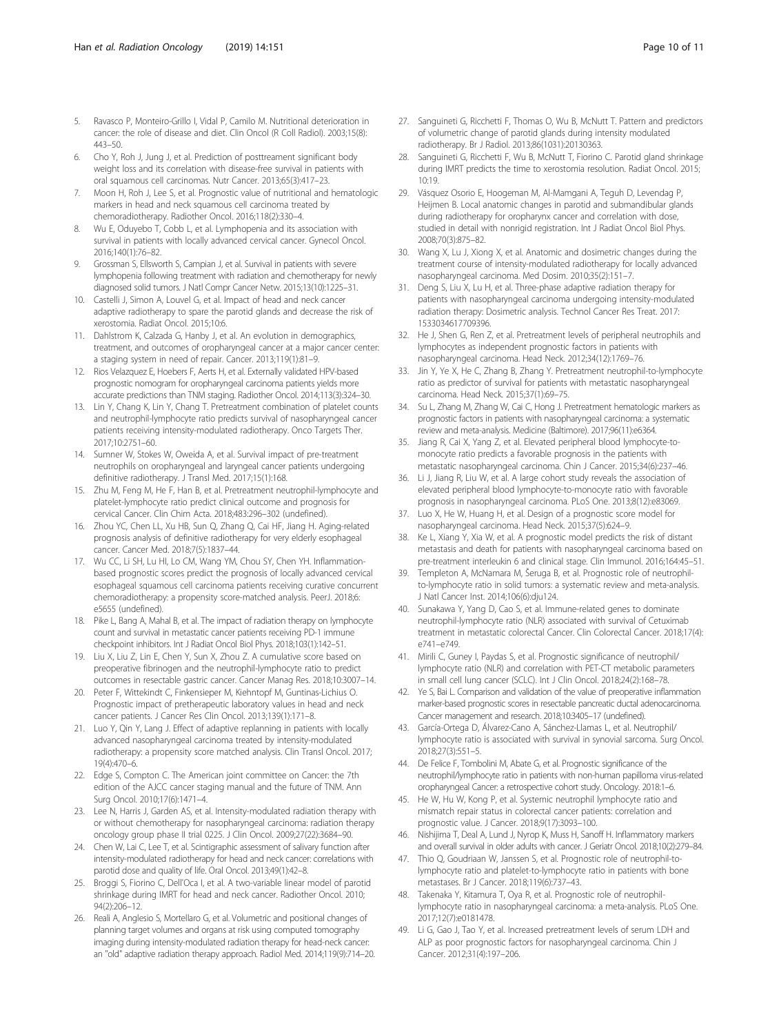5. Ravasco P, Monteiro-Grillo I, Vidal P, Camilo M. Nutritional deterioration in cancer: the role of disease and diet. Clin Oncol (R Coll Radiol). 2003;15(8): 443–50.
6. Cho Y, Roh J, Jung J, et al. Prediction of posttreament significant body weight loss and its correlation with disease-free survival in patients with oral squamous cell carcinomas. Nutr Cancer. 2013;65(3):417–23.
7. Moon H, Roh J, Lee S, et al. Prognostic value of nutritional and hematologic markers in head and neck squamous cell carcinoma treated by chemoradiotherapy. Radiother Oncol. 2016;118(2):330–4.
8. Wu E, Oduyebo T, Cobb L, et al. Lymphopenia and its association with survival in patients with locally advanced cervical cancer. Gynecol Oncol. 2016;140(1):76–82.
9. Grossman S, Ellsworth S, Campian J, et al. Survival in patients with severe lymphopenia following treatment with radiation and chemotherapy for newly diagnosed solid tumors. J Natl Compr Cancer Netw. 2015;13(10):1225–31.
10. Castelli J, Simon A, Louvel G, et al. Impact of head and neck cancer adaptive radiotherapy to spare the parotid glands and decrease the risk of xerostomia. Radiat Oncol. 2015;10:6.
11. Dahlstrom K, Calzada G, Hanby J, et al. An evolution in demographics, treatment, and outcomes of oropharyngeal cancer at a major cancer center: a staging system in need of repair. Cancer. 2013;119(1):81–9.
12. Rios Velazquez E, Hoebers F, Aerts H, et al. Externally validated HPV-based prognostic nomogram for oropharyngeal carcinoma patients yields more accurate predictions than TNM staging. Radiother Oncol. 2014;113(3):324–30.
13. Lin Y, Chang K, Lin Y, Chang T. Pretreatment combination of platelet counts and neutrophil-lymphocyte ratio predicts survival of nasopharyngeal cancer patients receiving intensity-modulated radiotherapy. Onco Targets Ther. 2017;10:2751–60.
14. Sumner W, Stokes W, Oweida A, et al. Survival impact of pre-treatment neutrophils on oropharyngeal and laryngeal cancer patients undergoing definitive radiotherapy. J Transl Med. 2017;15(1):168.
15. Zhu M, Feng M, He F, Han B, et al. Pretreatment neutrophil-lymphocyte and platelet-lymphocyte ratio predict clinical outcome and prognosis for cervical Cancer. Clin Chim Acta. 2018;483:296–302 (undefined).
16. Zhou YC, Chen LL, Xu HB, Sun Q, Zhang Q, Cai HF, Jiang H. Aging-related prognosis analysis of definitive radiotherapy for very elderly esophageal cancer. Cancer Med. 2018;7(5):1837–44.
17. Wu CC, Li SH, Lu HI, Lo CM, Wang YM, Chou SY, Chen YH. Inflammation-based prognostic scores predict the prognosis of locally advanced cervical esophageal squamous cell carcinoma patients receiving curative concurrent chemoradiotherapy: a propensity score-matched analysis. PeerJ. 2018;6: e5655 (undefined).
18. Pike L, Bang A, Mahal B, et al. The impact of radiation therapy on lymphocyte count and survival in metastatic cancer patients receiving PD-1 immune checkpoint inhibitors. Int J Radiat Oncol Biol Phys. 2018;103(1):142–51.
19. Liu X, Liu Z, Lin E, Chen Y, Sun X, Zhou Z. A cumulative score based on preoperative fibrinogen and the neutrophil-lymphocyte ratio to predict outcomes in resectable gastric cancer. Cancer Manag Res. 2018;10:3007–14.
20. Peter F, Wittekindt C, Finkensieper M, Kiehntopf M, Guntinas-Lichius O. Prognostic impact of pretherapeutic laboratory values in head and neck cancer patients. J Cancer Res Clin Oncol. 2013;139(1):171–8.
21. Luo Y, Qin Y, Lang J. Effect of adaptive replanning in patients with locally advanced nasopharyngeal carcinoma treated by intensity-modulated radiotherapy: a propensity score matched analysis. Clin Transl Oncol. 2017; 19(4):470–6.
22. Edge S, Compton C. The American joint committee on Cancer: the 7th edition of the AJCC cancer staging manual and the future of TNM. Ann Surg Oncol. 2010;17(6):1471–4.
23. Lee N, Harris J, Garden AS, et al. Intensity-modulated radiation therapy with or without chemotherapy for nasopharyngeal carcinoma: radiation therapy oncology group phase II trial 0225. J Clin Oncol. 2009;27(22):3684–90.
24. Chen W, Lai C, Lee T, et al. Scintigraphic assessment of salivary function after intensity-modulated radiotherapy for head and neck cancer: correlations with parotid dose and quality of life. Oral Oncol. 2013;49(1):42–8.
25. Broggi S, Fiorino C, Dell'Oca I, et al. A two-variable linear model of parotid shrinkage during IMRT for head and neck cancer. Radiother Oncol. 2010; 94(2):206–12.
26. Reali A, Anglesio S, Mortellaro G, et al. Volumetric and positional changes of planning target volumes and organs at risk using computed tomography imaging during intensity-modulated radiation therapy for head-neck cancer: an "old" adaptive radiation therapy approach. Radiol Med. 2014;119(9):714–20.
27. Sanguineti G, Ricchetti F, Thomas O, Wu B, McNutt T. Pattern and predictors of volumetric change of parotid glands during intensity modulated radiotherapy. Br J Radiol. 2013;86(1031):20130363.
28. Sanguineti G, Ricchetti F, Wu B, McNutt T, Fiorino C. Parotid gland shrinkage during IMRT predicts the time to xerostomia resolution. Radiat Oncol. 2015; 10:19.
29. Vásquez Osorio E, Hoogeman M, Al-Mamgani A, Teguh D, Levendag P, Heijmen B. Local anatomic changes in parotid and submandibular glands during radiotherapy for oropharynx cancer and correlation with dose, studied in detail with nonrigid registration. Int J Radiat Oncol Biol Phys. 2008;70(3):875–82.
30. Wang X, Lu J, Xiong X, et al. Anatomic and dosimetric changes during the treatment course of intensity-modulated radiotherapy for locally advanced nasopharyngeal carcinoma. Med Dosim. 2010;35(2):151–7.
31. Deng S, Liu X, Lu H, et al. Three-phase adaptive radiation therapy for patients with nasopharyngeal carcinoma undergoing intensity-modulated radiation therapy: Dosimetric analysis. Technol Cancer Res Treat. 2017: 1533034617709396.
32. He J, Shen G, Ren Z, et al. Pretreatment levels of peripheral neutrophils and lymphocytes as independent prognostic factors in patients with nasopharyngeal carcinoma. Head Neck. 2012;34(12):1769–76.
33. Jin Y, Ye X, He C, Zhang B, Zhang Y. Pretreatment neutrophil-to-lymphocyte ratio as predictor of survival for patients with metastatic nasopharyngeal carcinoma. Head Neck. 2015;37(1):69–75.
34. Su L, Zhang M, Zhang W, Cai C, Hong J. Pretreatment hematologic markers as prognostic factors in patients with nasopharyngeal carcinoma: a systematic review and meta-analysis. Medicine (Baltimore). 2017;96(11):e6364.
35. Jiang R, Cai X, Yang Z, et al. Elevated peripheral blood lymphocyte-to-monocyte ratio predicts a favorable prognosis in the patients with metastatic nasopharyngeal carcinoma. Chin J Cancer. 2015;34(6):237–46.
36. Li J, Jiang R, Liu W, et al. A large cohort study reveals the association of elevated peripheral blood lymphocyte-to-monocyte ratio with favorable prognosis in nasopharyngeal carcinoma. PLoS One. 2013;8(12):e83069.
37. Luo X, He W, Huang H, et al. Design of a prognostic score model for nasopharyngeal carcinoma. Head Neck. 2015;37(5):624–9.
38. Ke L, Xiang Y, Xia W, et al. A prognostic model predicts the risk of distant metastasis and death for patients with nasopharyngeal carcinoma based on pre-treatment interleukin 6 and clinical stage. Clin Immunol. 2016;164:45–51.
39. Templeton A, McNamara M, Šeruga B, et al. Prognostic role of neutrophil-to-lymphocyte ratio in solid tumors: a systematic review and meta-analysis. J Natl Cancer Inst. 2014;106(6):dju124.
40. Sunakawa Y, Yang D, Cao S, et al. Immune-related genes to dominate neutrophil-lymphocyte ratio (NLR) associated with survival of Cetuximab treatment in metastatic colorectal Cancer. Clin Colorectal Cancer. 2018;17(4): e741–e749.
41. Mirili C, Guney I, Paydas S, et al. Prognostic significance of neutrophil/lymphocyte ratio (NLR) and correlation with PET-CT metabolic parameters in small cell lung cancer (SCLC). Int J Clin Oncol. 2018;24(2):168–78.
42. Ye S, Bai L. Comparison and validation of the value of preoperative inflammation marker-based prognostic scores in resectable pancreatic ductal adenocarcinoma. Cancer management and research. 2018;10:3405–17 (undefined).
43. García-Ortega D, Álvarez-Cano A, Sánchez-Llamas L, et al. Neutrophil/lymphocyte ratio is associated with survival in synovial sarcoma. Surg Oncol. 2018;27(3):551–5.
44. De Felice F, Tombolini M, Abate G, et al. Prognostic significance of the neutrophil/lymphocyte ratio in patients with non-human papilloma virus-related oropharyngeal Cancer: a retrospective cohort study. Oncology. 2018:1–6.
45. He W, Hu W, Kong P, et al. Systemic neutrophil lymphocyte ratio and mismatch repair status in colorectal cancer patients: correlation and prognostic value. J Cancer. 2018;9(17):3093–100.
46. Nishijima T, Deal A, Lund J, Nyrop K, Muss H, Sanoff H. Inflammatory markers and overall survival in older adults with cancer. J Geriatr Oncol. 2018;10(2):279–84.
47. Thio Q, Goudriaan W, Janssen S, et al. Prognostic role of neutrophil-to-lymphocyte ratio and platelet-to-lymphocyte ratio in patients with bone metastases. Br J Cancer. 2018;119(6):737–43.
48. Takenaka Y, Kitamura T, Oya R, et al. Prognostic role of neutrophil-lymphocyte ratio in nasopharyngeal carcinoma: a meta-analysis. PLoS One. 2017;12(7):e0181478.
49. Li G, Gao J, Tao Y, et al. Increased pretreatment levels of serum LDH and ALP as poor prognostic factors for nasopharyngeal carcinoma. Chin J Cancer. 2012;31(4):197–206.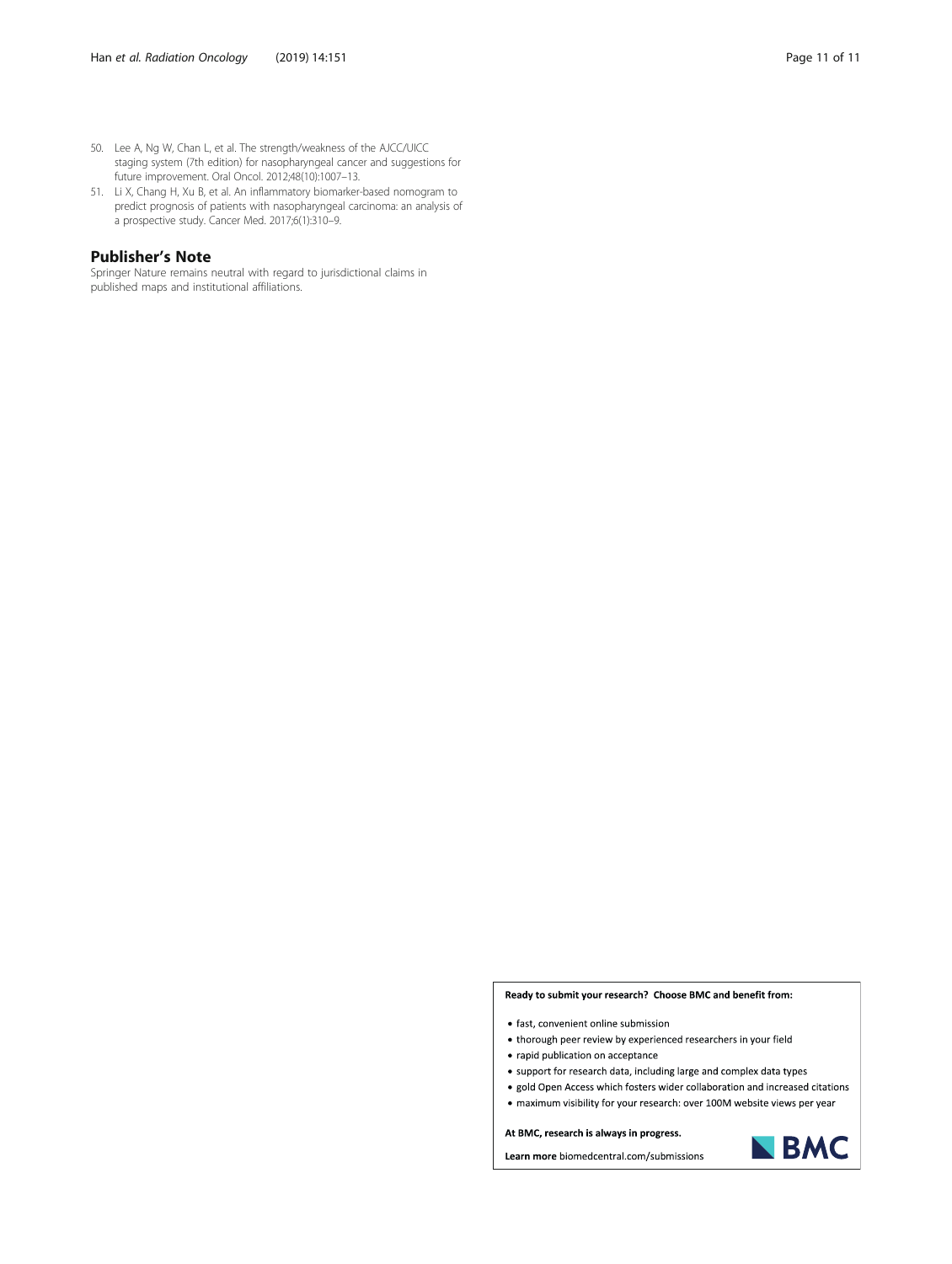50. Lee A, Ng W, Chan L, et al. The strength/weakness of the AJCC/UICC staging system (7th edition) for nasopharyngeal cancer and suggestions for future improvement. Oral Oncol. 2012;48(10):1007–13.
51. Li X, Chang H, Xu B, et al. An inflammatory biomarker-based nomogram to predict prognosis of patients with nasopharyngeal carcinoma: an analysis of a prospective study. Cancer Med. 2017;6(1):310–9.

## Publisher's Note

Springer Nature remains neutral with regard to jurisdictional claims in published maps and institutional affiliations.

**Ready to submit your research? Choose BMC and benefit from:**

- fast, convenient online submission
- thorough peer review by experienced researchers in your field
- rapid publication on acceptance
- support for research data, including large and complex data types
- gold Open Access which fosters wider collaboration and increased citations
- maximum visibility for your research: over 100M website views per year

**At BMC, research is always in progress.**

**Learn more** biomedcentral.com/submissions

BMC